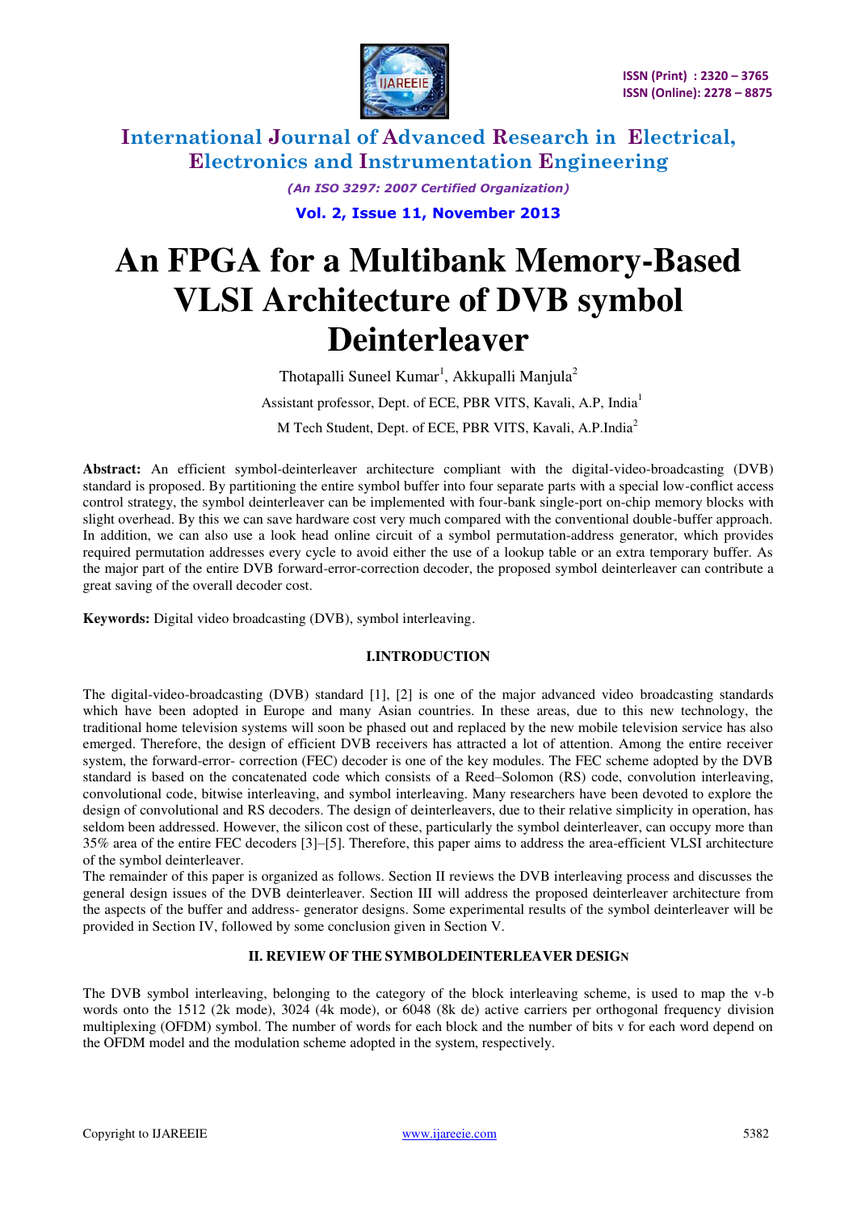# An FPGA for a Multibank Memory-Based VLSI Architecture of DVB symbol Deinterleaver

Thotapalli Suneel Kumar[1], Akkupalli Manjula[2]

Assistant professor, Dept. of ECE, PBR VITS, Kavali, A.P, India[1]

M Tech Student, Dept. of ECE, PBR VITS, Kavali, A.P.India[2]

**Abstract:** An efficient symbol-deinterleaver architecture compliant with the digital-video-broadcasting (DVB) standard is proposed. By partitioning the entire symbol buffer into four separate parts with a special low-conflict access control strategy, the symbol deinterleaver can be implemented with four-bank single-port on-chip memory blocks with slight overhead. By this we can save hardware cost very much compared with the conventional double-buffer approach. In addition, we can also use a look head online circuit of a symbol permutation-address generator, which provides required permutation addresses every cycle to avoid either the use of a lookup table or an extra temporary buffer. As the major part of the entire DVB forward-error-correction decoder, the proposed symbol deinterleaver can contribute a great saving of the overall decoder cost.

**Keywords:** Digital video broadcasting (DVB), symbol interleaving.

## I.INTRODUCTION

The digital-video-broadcasting (DVB) standard [1], [2] is one of the major advanced video broadcasting standards which have been adopted in Europe and many Asian countries. In these areas, due to this new technology, the traditional home television systems will soon be phased out and replaced by the new mobile television service has also emerged. Therefore, the design of efficient DVB receivers has attracted a lot of attention. Among the entire receiver system, the forward-error- correction (FEC) decoder is one of the key modules. The FEC scheme adopted by the DVB standard is based on the concatenated code which consists of a Reed–Solomon (RS) code, convolution interleaving, convolutional code, bitwise interleaving, and symbol interleaving. Many researchers have been devoted to explore the design of convolutional and RS decoders. The design of deinterleavers, due to their relative simplicity in operation, has seldom been addressed. However, the silicon cost of these, particularly the symbol deinterleaver, can occupy more than 35% area of the entire FEC decoders [3]–[5]. Therefore, this paper aims to address the area-efficient VLSI architecture of the symbol deinterleaver.

The remainder of this paper is organized as follows. Section II reviews the DVB interleaving process and discusses the general design issues of the DVB deinterleaver. Section III will address the proposed deinterleaver architecture from the aspects of the buffer and address- generator designs. Some experimental results of the symbol deinterleaver will be provided in Section IV, followed by some conclusion given in Section V.

## II. REVIEW OF THE SYMBOLDEINTERLEAVER DESIGN

The DVB symbol interleaving, belonging to the category of the block interleaving scheme, is used to map the v-b words onto the 1512 (2k mode), 3024 (4k mode), or 6048 (8k de) active carriers per orthogonal frequency division multiplexing (OFDM) symbol. The number of words for each block and the number of bits v for each word depend on the OFDM model and the modulation scheme adopted in the system, respectively.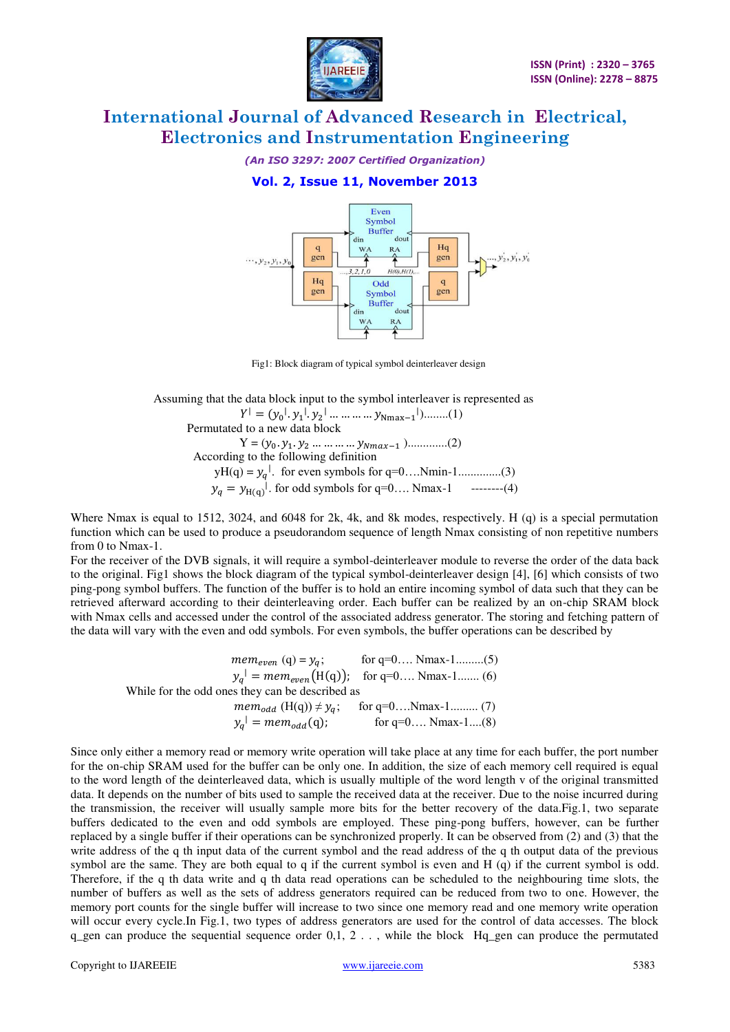Fig1: Block diagram of typical symbol deinterleaver design

Assuming that the data block input to the symbol interleaver is represented as

$$Y^{|} = (y_0{}^{|}.\, y_1{}^{|}.\, y_2{}^{|} \ldots\ldots\ldots\ldots\, y_{Nmax-1}{}^{|})\text{........(1)}$$

Permutated to a new data block

$$Y = (y_0.\, y_1.\, y_2 \ldots\ldots\ldots\ldots\, y_{Nmax-1})\text{............(2)}$$

According to the following definition

$$yH(q) = y_q{}^{|}. \text{ for even symbols for q=0....Nmin-1..............(3)}$$

$$y_q = y_{H(q)}{}^{|}. \text{ for odd symbols for q=0.... Nmax-1 --------(4)}$$

Where Nmax is equal to 1512, 3024, and 6048 for 2k, 4k, and 8k modes, respectively. H (q) is a special permutation function which can be used to produce a pseudorandom sequence of length Nmax consisting of non repetitive numbers from 0 to Nmax-1.

For the receiver of the DVB signals, it will require a symbol-deinterleaver module to reverse the order of the data back to the original. Fig1 shows the block diagram of the typical symbol-deinterleaver design [4], [6] which consists of two ping-pong symbol buffers. The function of the buffer is to hold an entire incoming symbol of data such that they can be retrieved afterward according to their deinterleaving order. Each buffer can be realized by an on-chip SRAM block with Nmax cells and accessed under the control of the associated address generator. The storing and fetching pattern of the data will vary with the even and odd symbols. For even symbols, the buffer operations can be described by

$$mem_{even}\ (\text{q}) = y_q; \quad \text{for q=0.... Nmax-1.........(5)}$$

$$y_q{}^{|} = mem_{even}(\text{H(q)}); \quad \text{for q=0.... Nmax-1....... (6)}$$

While for the odd ones they can be described as

$$mem_{odd}\ (\text{H(q)}) \neq y_q; \quad \text{for q=0....Nmax-1......... (7)}$$

$$y_q{}^{|} = mem_{odd}(\text{q}); \quad \text{for q=0.... Nmax-1....(8)}$$

Since only either a memory read or memory write operation will take place at any time for each buffer, the port number for the on-chip SRAM used for the buffer can be only one. In addition, the size of each memory cell required is equal to the word length of the deinterleaved data, which is usually multiple of the word length v of the original transmitted data. It depends on the number of bits used to sample the received data at the receiver. Due to the noise incurred during the transmission, the receiver will usually sample more bits for the better recovery of the data.Fig.1, two separate buffers dedicated to the even and odd symbols are employed. These ping-pong buffers, however, can be further replaced by a single buffer if their operations can be synchronized properly. It can be observed from (2) and (3) that the write address of the q th input data of the current symbol and the read address of the q th output data of the previous symbol are the same. They are both equal to q if the current symbol is even and H (q) if the current symbol is odd. Therefore, if the q th data write and q th data read operations can be scheduled to the neighbouring time slots, the number of buffers as well as the sets of address generators required can be reduced from two to one. However, the memory port counts for the single buffer will increase to two since one memory read and one memory write operation will occur every cycle.In Fig.1, two types of address generators are used for the control of data accesses. The block q_gen can produce the sequential sequence order 0,1, 2 . . . , while the block Hq_gen can produce the permutated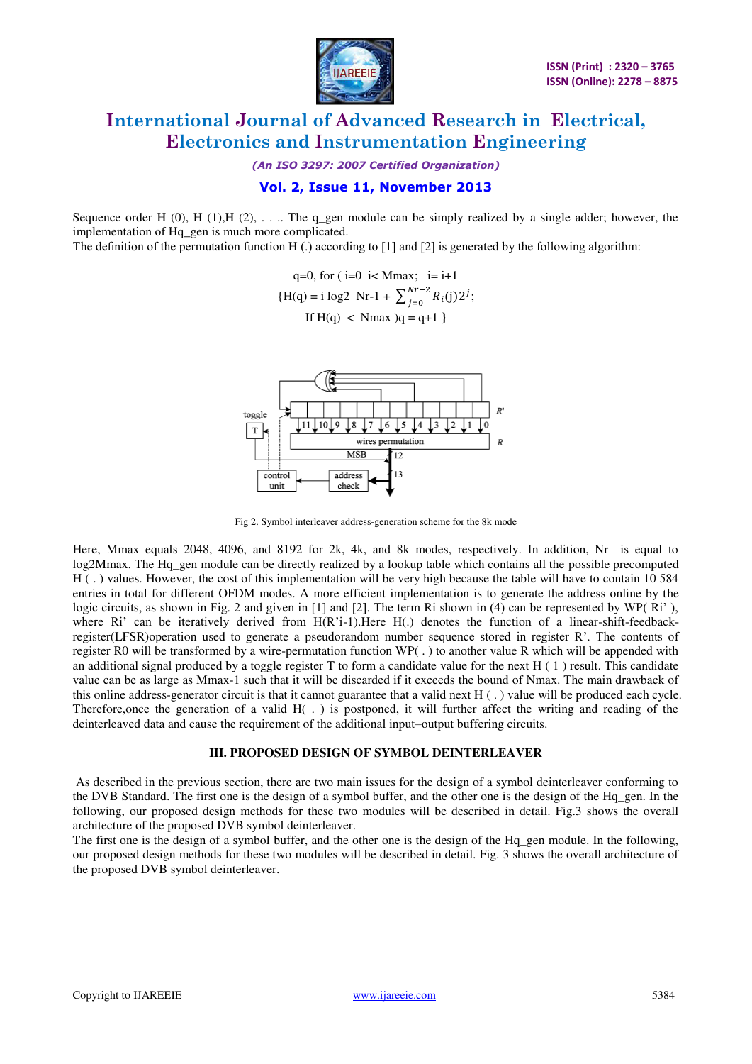Sequence order H (0), H (1),H (2), . . .. The q_gen module can be simply realized by a single adder; however, the implementation of Hq_gen is much more complicated.

The definition of the permutation function H (.) according to [1] and [2] is generated by the following algorithm:

$$q=0, \text{ for ( } i=0 \;\; i< \text{Mmax}; \;\; i= i+1$$

$$\{H(q) = i \log2 \;\; \text{Nr-1} + \sum_{j=0}^{Nr-2} R_i(j)2^j;$$

$$\text{If } H(q) < \text{Nmax })q = q+1 \; \}$$

Fig 2. Symbol interleaver address-generation scheme for the 8k mode

Here, Mmax equals 2048, 4096, and 8192 for 2k, 4k, and 8k modes, respectively. In addition, Nr is equal to log2Mmax. The Hq_gen module can be directly realized by a lookup table which contains all the possible precomputed H ( . ) values. However, the cost of this implementation will be very high because the table will have to contain 10 584 entries in total for different OFDM modes. A more efficient implementation is to generate the address online by the logic circuits, as shown in Fig. 2 and given in [1] and [2]. The term Ri shown in (4) can be represented by WP( Ri' ), where Ri' can be iteratively derived from H(R'i-1).Here H(.) denotes the function of a linear-shift-feedback-register(LFSR)operation used to generate a pseudorandom number sequence stored in register R'. The contents of register R0 will be transformed by a wire-permutation function WP( . ) to another value R which will be appended with an additional signal produced by a toggle register T to form a candidate value for the next H ( 1 ) result. This candidate value can be as large as Mmax-1 such that it will be discarded if it exceeds the bound of Nmax. The main drawback of this online address-generator circuit is that it cannot guarantee that a valid next H ( . ) value will be produced each cycle. Therefore,once the generation of a valid H( . ) is postponed, it will further affect the writing and reading of the deinterleaved data and cause the requirement of the additional input–output buffering circuits.

### III. PROPOSED DESIGN OF SYMBOL DEINTERLEAVER

As described in the previous section, there are two main issues for the design of a symbol deinterleaver conforming to the DVB Standard. The first one is the design of a symbol buffer, and the other one is the design of the Hq_gen. In the following, our proposed design methods for these two modules will be described in detail. Fig.3 shows the overall architecture of the proposed DVB symbol deinterleaver.

The first one is the design of a symbol buffer, and the other one is the design of the Hq_gen module. In the following, our proposed design methods for these two modules will be described in detail. Fig. 3 shows the overall architecture of the proposed DVB symbol deinterleaver.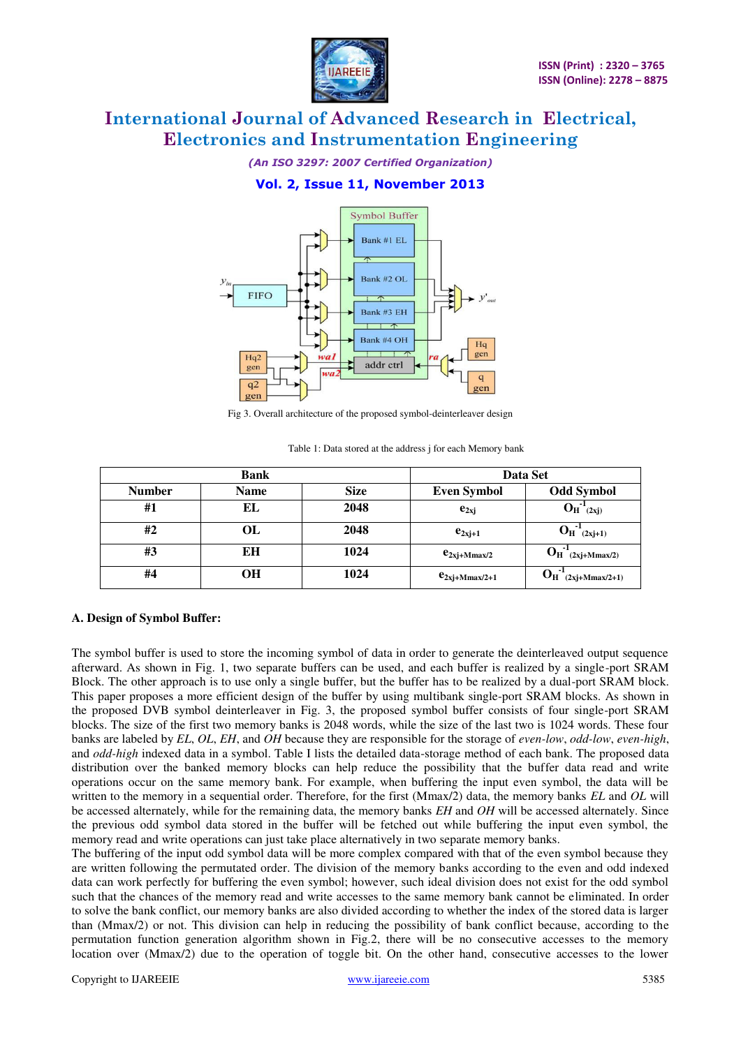Fig 3. Overall architecture of the proposed symbol-deinterleaver design

Table 1: Data stored at the address j for each Memory bank

| Bank | | | Data Set | |
|---|---|---|---|---|
| **Number** | **Name** | **Size** | **Even Symbol** | **Odd Symbol** |
| **#1** | **EL** | **2048** | $e_{2xj}$ | $O_H^{-1}{}_{(2xj)}$ |
| **#2** | **OL** | **2048** | $e_{2xj+1}$ | $O_H^{-1}{}_{(2xj+1)}$ |
| **#3** | **EH** | **1024** | $e_{2xj+Mmax/2}$ | $O_H^{-1}{}_{(2xj+Mmax/2)}$ |
| **#4** | **OH** | **1024** | $e_{2xj+Mmax/2+1}$ | $O_H^{-1}{}_{(2xj+Mmax/2+1)}$ |

**A. Design of Symbol Buffer:**

The symbol buffer is used to store the incoming symbol of data in order to generate the deinterleaved output sequence afterward. As shown in Fig. 1, two separate buffers can be used, and each buffer is realized by a single-port SRAM Block. The other approach is to use only a single buffer, but the buffer has to be realized by a dual-port SRAM block. This paper proposes a more efficient design of the buffer by using multibank single-port SRAM blocks. As shown in the proposed DVB symbol deinterleaver in Fig. 3, the proposed symbol buffer consists of four single-port SRAM blocks. The size of the first two memory banks is 2048 words, while the size of the last two is 1024 words. These four banks are labeled by *EL*, *OL*, *EH*, and *OH* because they are responsible for the storage of *even-low*, *odd-low*, *even-high*, and *odd-high* indexed data in a symbol. Table I lists the detailed data-storage method of each bank. The proposed data distribution over the banked memory blocks can help reduce the possibility that the buffer data read and write operations occur on the same memory bank. For example, when buffering the input even symbol, the data will be written to the memory in a sequential order. Therefore, for the first (Mmax/2) data, the memory banks *EL* and *OL* will be accessed alternately, while for the remaining data, the memory banks *EH* and *OH* will be accessed alternately. Since the previous odd symbol data stored in the buffer will be fetched out while buffering the input even symbol, the memory read and write operations can just take place alternatively in two separate memory banks.

The buffering of the input odd symbol data will be more complex compared with that of the even symbol because they are written following the permutated order. The division of the memory banks according to the even and odd indexed data can work perfectly for buffering the even symbol; however, such ideal division does not exist for the odd symbol such that the chances of the memory read and write accesses to the same memory bank cannot be eliminated. In order to solve the bank conflict, our memory banks are also divided according to whether the index of the stored data is larger than (Mmax/2) or not. This division can help in reducing the possibility of bank conflict because, according to the permutation function generation algorithm shown in Fig.2, there will be no consecutive accesses to the memory location over (Mmax/2) due to the operation of toggle bit. On the other hand, consecutive accesses to the lower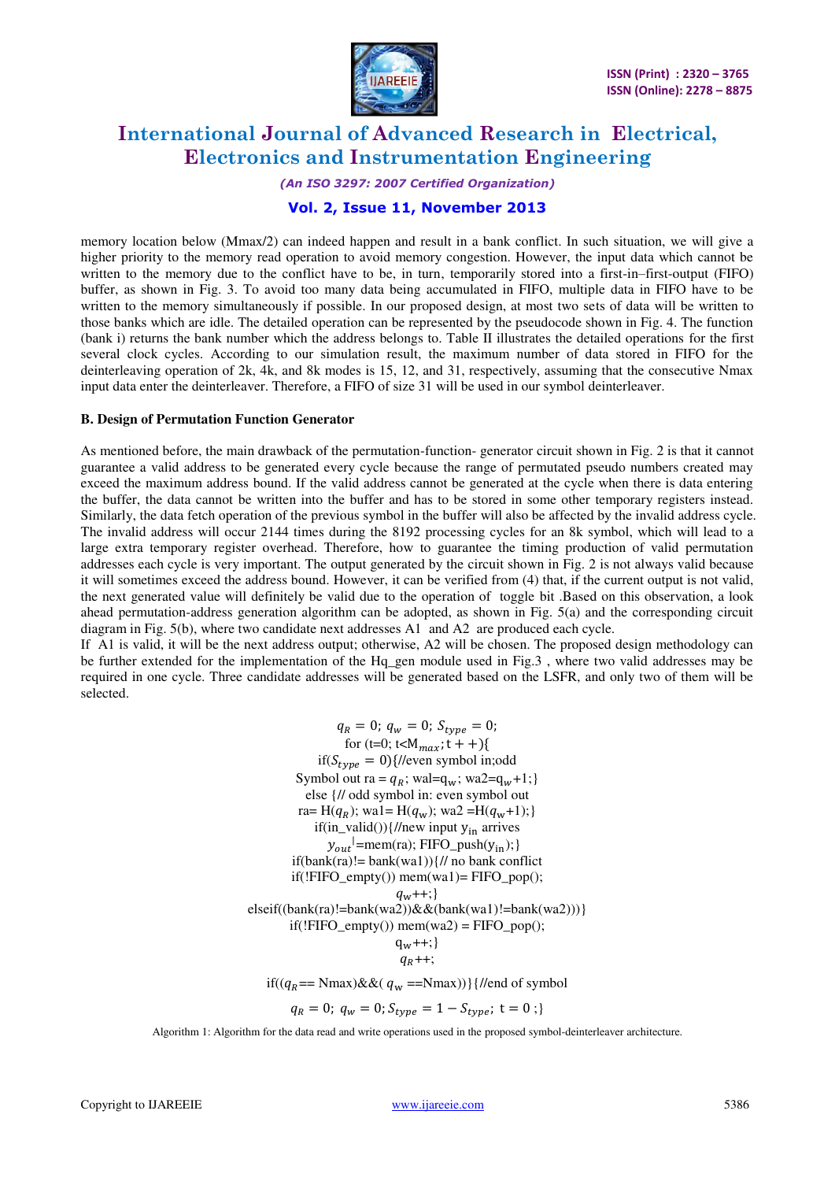memory location below (Mmax/2) can indeed happen and result in a bank conflict. In such situation, we will give a higher priority to the memory read operation to avoid memory congestion. However, the input data which cannot be written to the memory due to the conflict have to be, in turn, temporarily stored into a first-in–first-output (FIFO) buffer, as shown in Fig. 3. To avoid too many data being accumulated in FIFO, multiple data in FIFO have to be written to the memory simultaneously if possible. In our proposed design, at most two sets of data will be written to those banks which are idle. The detailed operation can be represented by the pseudocode shown in Fig. 4. The function (bank i) returns the bank number which the address belongs to. Table II illustrates the detailed operations for the first several clock cycles. According to our simulation result, the maximum number of data stored in FIFO for the deinterleaving operation of 2k, 4k, and 8k modes is 15, 12, and 31, respectively, assuming that the consecutive Nmax input data enter the deinterleaver. Therefore, a FIFO of size 31 will be used in our symbol deinterleaver.

**B. Design of Permutation Function Generator**

As mentioned before, the main drawback of the permutation-function- generator circuit shown in Fig. 2 is that it cannot guarantee a valid address to be generated every cycle because the range of permutated pseudo numbers created may exceed the maximum address bound. If the valid address cannot be generated at the cycle when there is data entering the buffer, the data cannot be written into the buffer and has to be stored in some other temporary registers instead. Similarly, the data fetch operation of the previous symbol in the buffer will also be affected by the invalid address cycle. The invalid address will occur 2144 times during the 8192 processing cycles for an 8k symbol, which will lead to a large extra temporary register overhead. Therefore, how to guarantee the timing production of valid permutation addresses each cycle is very important. The output generated by the circuit shown in Fig. 2 is not always valid because it will sometimes exceed the address bound. However, it can be verified from (4) that, if the current output is not valid, the next generated value will definitely be valid due to the operation of toggle bit .Based on this observation, a look ahead permutation-address generation algorithm can be adopted, as shown in Fig. 5(a) and the corresponding circuit diagram in Fig. 5(b), where two candidate next addresses A1 and A2 are produced each cycle.

If A1 is valid, it will be the next address output; otherwise, A2 will be chosen. The proposed design methodology can be further extended for the implementation of the Hq_gen module used in Fig.3 , where two valid addresses may be required in one cycle. Three candidate addresses will be generated based on the LSFR, and only two of them will be selected.

$q_R = 0;\ q_w = 0;\ S_{type} = 0;$

for (t=0; t<$M_{max}$; t++){

if($S_{type}$ = 0){//even symbol in;odd

Symbol out ra = $q_R$; wal=$q_w$; wa2=$q_w$+1;}

else {// odd symbol in: even symbol out

ra= H($q_R$); wa1= H($q_w$); wa2 =H($q_w$+1);}

if(in_valid()){//new input $y_{in}$ arrives

$y_{out}$'=mem(ra); FIFO_push($y_{in}$);}

if(bank(ra)!= bank(wa1)){// no bank conflict

if(!FIFO_empty()) mem(wa1)= FIFO_pop();

$q_w$++;}

elseif((bank(ra)!=bank(wa2))&&(bank(wa1)!=bank(wa2))){

if(!FIFO_empty()) mem(wa2) = FIFO_pop();

$q_w$++;}

$q_R$++;

if(($q_R$== Nmax)&&( $q_w$ ==Nmax)){//end of symbol

$q_R = 0;\ q_w = 0; S_{type} = 1 - S_{type};\ t = 0$ ;}

Algorithm 1: Algorithm for the data read and write operations used in the proposed symbol-deinterleaver architecture.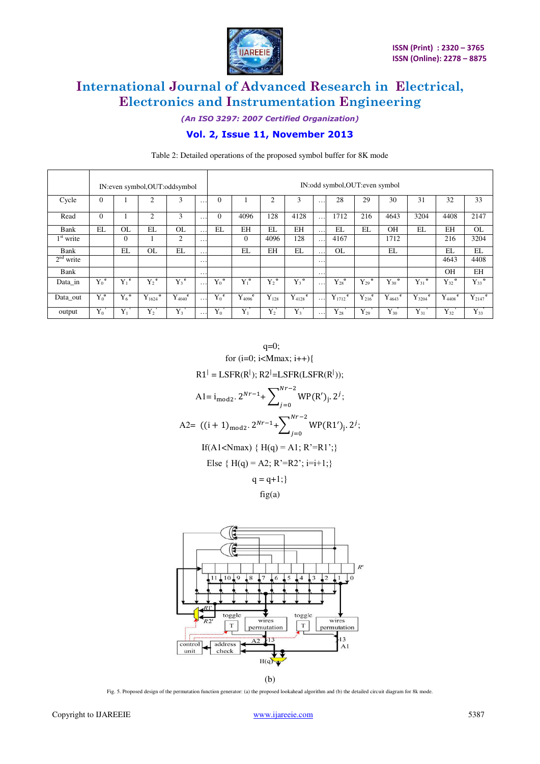Table 2: Detailed operations of the proposed symbol buffer for 8K mode

| | IN:even symbol,OUT:oddsymbol | | | | | IN:odd symbol,OUT:even symbol | | | | | | | | | | |
|---|---|---|---|---|---|---|---|---|---|---|---|---|---|---|---|---|
| Cycle | 0 | 1 | 2 | 3 | … | 0 | 1 | 2 | 3 | … | 28 | 29 | 30 | 31 | 32 | 33 |
| Read | 0 | 1 | 2 | 3 | … | 0 | 4096 | 128 | 4128 | … | 1712 | 216 | 4643 | 3204 | 4408 | 2147 |
| Bank | EL | OL | EL | OL | … | EL | EH | EL | EH | … | EL | EL | OH | EL | EH | OL |
| 1st write | | 0 | 1 | 2 | … | | 0 | 4096 | 128 | … | 4167 | | 1712 | | 216 | 3204 |
| Bank | | EL | OL | EL | … | | EL | EH | EL | … | OL | | EL | | EL | EL |
| 2nd write | | | | | … | | | | | … | | | | | 4643 | 4408 |
| Bank | | | | | … | | | | | … | | | | | OH | EH |
| Data_in | $Y_0^e$ | $Y_1^e$ | $Y_2^e$ | $Y_3^e$ | … | $Y_0^o$ | $Y_1^o$ | $Y_2^o$ | $Y_3^o$ | … | $Y_{28}^o$ | $Y_{29}^o$ | $Y_{30}^o$ | $Y_{31}^o$ | $Y_{32}^o$ | $Y_{33}^o$ |
| Data_out | $Y_0^o$ | $Y_6^o$ | $Y_{1624}^o$ | $Y_{4040}^e$ | … | $Y_0^e$ | $Y_{4096}^e$ | $Y_{128}$ | $Y_{4128}^e$ | … | $Y_{1712}^e$ | $Y_{216}^e$ | $Y_{4643}^e$ | $Y_{3204}^e$ | $Y_{4408}^e$ | $Y_{2147}^e$ |
| output | $Y_0'$ | $Y_1'$ | $Y_2'$ | $Y_3'$ | … | $Y_0'$ | $Y_1'$ | $Y_2'$ | $Y_3'$ | … | $Y_{28}'$ | $Y_{29}'$ | $Y_{30}'$ | $Y_{31}'$ | $Y_{32}'$ | $Y_{33}'$ |

q=0;

for (i=0; i<Mmax; i++){

$R1' = LSFR(R'); R2' = LSFR(LSFR(R'));$

$$A1 = i_{mod2} \cdot 2^{Nr-1} + \sum_{j=0}^{Nr-2} WP(R')_j \cdot 2^j;$$

$$A2 = ((i+1)_{mod2} \cdot 2^{Nr-1} + \sum_{j=0}^{Nr-2} WP(R1')_j \cdot 2^j;$$

If(A1<Nmax) { H(q) = A1; R'=R1';}

Else { H(q) = A2; R'=R2'; i=i+1;}

q = q+1;}

fig(a)

(b)

Fig. 5. Proposed design of the permutation function generator: (a) the proposed lookahead algorithm and (b) the detailed circuit diagram for 8k mode.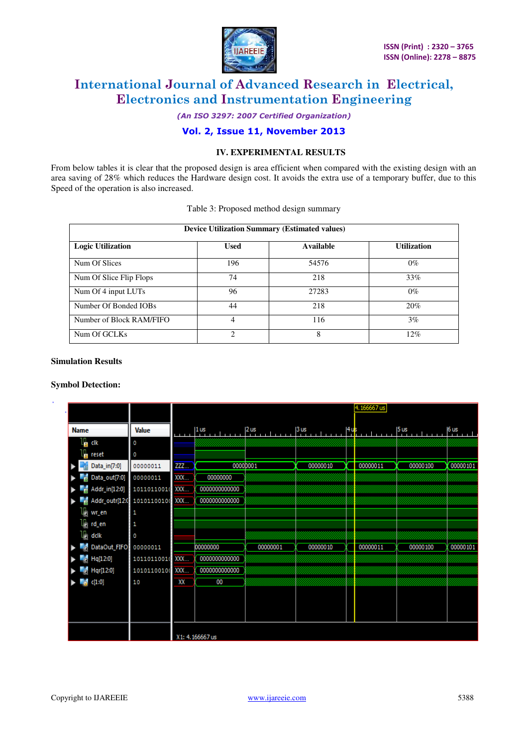## IV. EXPERIMENTAL RESULTS

From below tables it is clear that the proposed design is area efficient when compared with the existing design with an area saving of 28% which reduces the Hardware design cost. It avoids the extra use of a temporary buffer, due to this Speed of the operation is also increased.

Table 3: Proposed method design summary

| Device Utilization Summary (Estimated values) | | | |
|---|---|---|---|
| **Logic Utilization** | **Used** | **Available** | **Utilization** |
| Num Of Slices | 196 | 54576 | 0% |
| Num Of Slice Flip Flops | 74 | 218 | 33% |
| Num Of 4 input LUTs | 96 | 27283 | 0% |
| Number Of Bonded IOBs | 44 | 218 | 20% |
| Number of Block RAM/FIFO | 4 | 116 | 3% |
| Num Of GCLKs | 2 | 8 | 12% |

**Simulation Results**

**Symbol Detection:**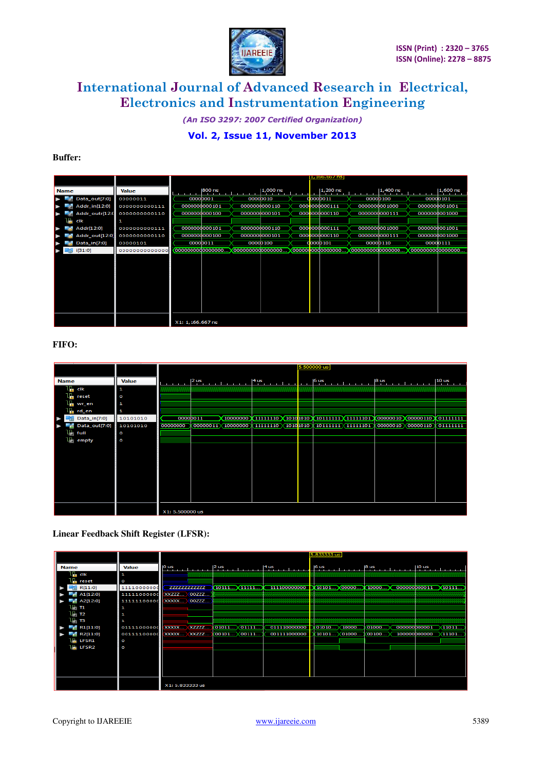**Buffer:**

**FIFO:**

**Linear Feedback Shift Register (LFSR):**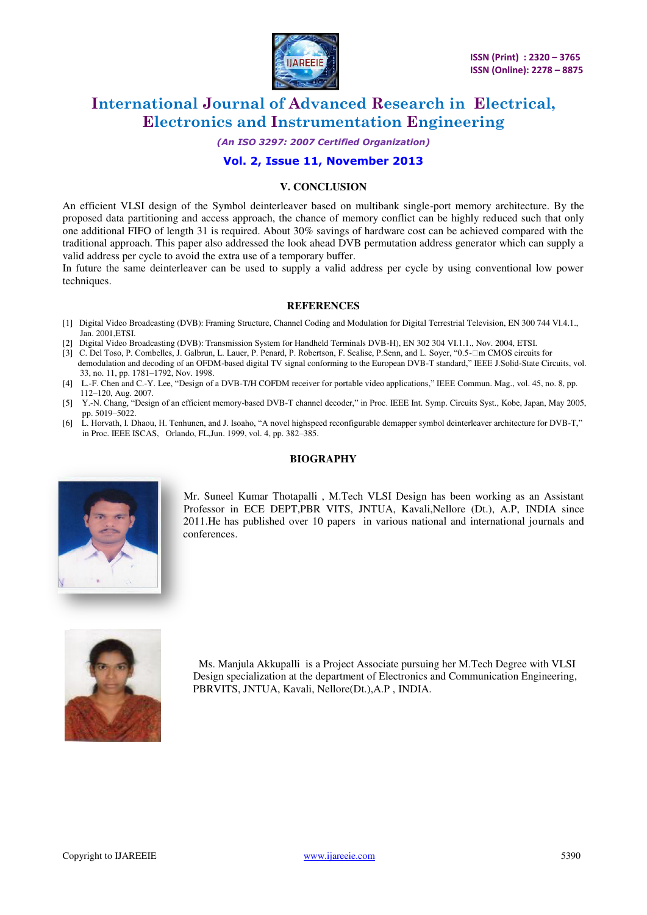## V. CONCLUSION

An efficient VLSI design of the Symbol deinterleaver based on multibank single-port memory architecture. By the proposed data partitioning and access approach, the chance of memory conflict can be highly reduced such that only one additional FIFO of length 31 is required. About 30% savings of hardware cost can be achieved compared with the traditional approach. This paper also addressed the look ahead DVB permutation address generator which can supply a valid address per cycle to avoid the extra use of a temporary buffer.

In future the same deinterleaver can be used to supply a valid address per cycle by using conventional low power techniques.

## REFERENCES

[1] Digital Video Broadcasting (DVB): Framing Structure, Channel Coding and Modulation for Digital Terrestrial Television, EN 300 744 Vl.4.1., Jan. 2001,ETSI.

[2] Digital Video Broadcasting (DVB): Transmission System for Handheld Terminals DVB-H), EN 302 304 VI.1.1., Nov. 2004, ETSI.

[3] C. Del Toso, P. Combelles, J. Galbrun, L. Lauer, P. Penard, P. Robertson, F. Scalise, P.Senn, and L. Soyer, "0.5-□m CMOS circuits for demodulation and decoding of an OFDM-based digital TV signal conforming to the European DVB-T standard," IEEE J.Solid-State Circuits, vol. 33, no. 11, pp. 1781–1792, Nov. 1998.

[4] L.-F. Chen and C.-Y. Lee, "Design of a DVB-T/H COFDM receiver for portable video applications," IEEE Commun. Mag., vol. 45, no. 8, pp. 112–120, Aug. 2007.

[5] Y.-N. Chang, "Design of an efficient memory-based DVB-T channel decoder," in Proc. IEEE Int. Symp. Circuits Syst., Kobe, Japan, May 2005, pp. 5019–5022.

[6] L. Horvath, I. Dhaou, H. Tenhunen, and J. Isoaho, "A novel highspeed reconfigurable demapper symbol deinterleaver architecture for DVB-T," in Proc. IEEE ISCAS, Orlando, FL,Jun. 1999, vol. 4, pp. 382–385.

## BIOGRAPHY

Mr. Suneel Kumar Thotapalli , M.Tech VLSI Design has been working as an Assistant Professor in ECE DEPT,PBR VITS, JNTUA, Kavali,Nellore (Dt.), A.P, INDIA since 2011.He has published over 10 papers in various national and international journals and conferences.

Ms. Manjula Akkupalli is a Project Associate pursuing her M.Tech Degree with VLSI Design specialization at the department of Electronics and Communication Engineering, PBRVITS, JNTUA, Kavali, Nellore(Dt.),A.P , INDIA.